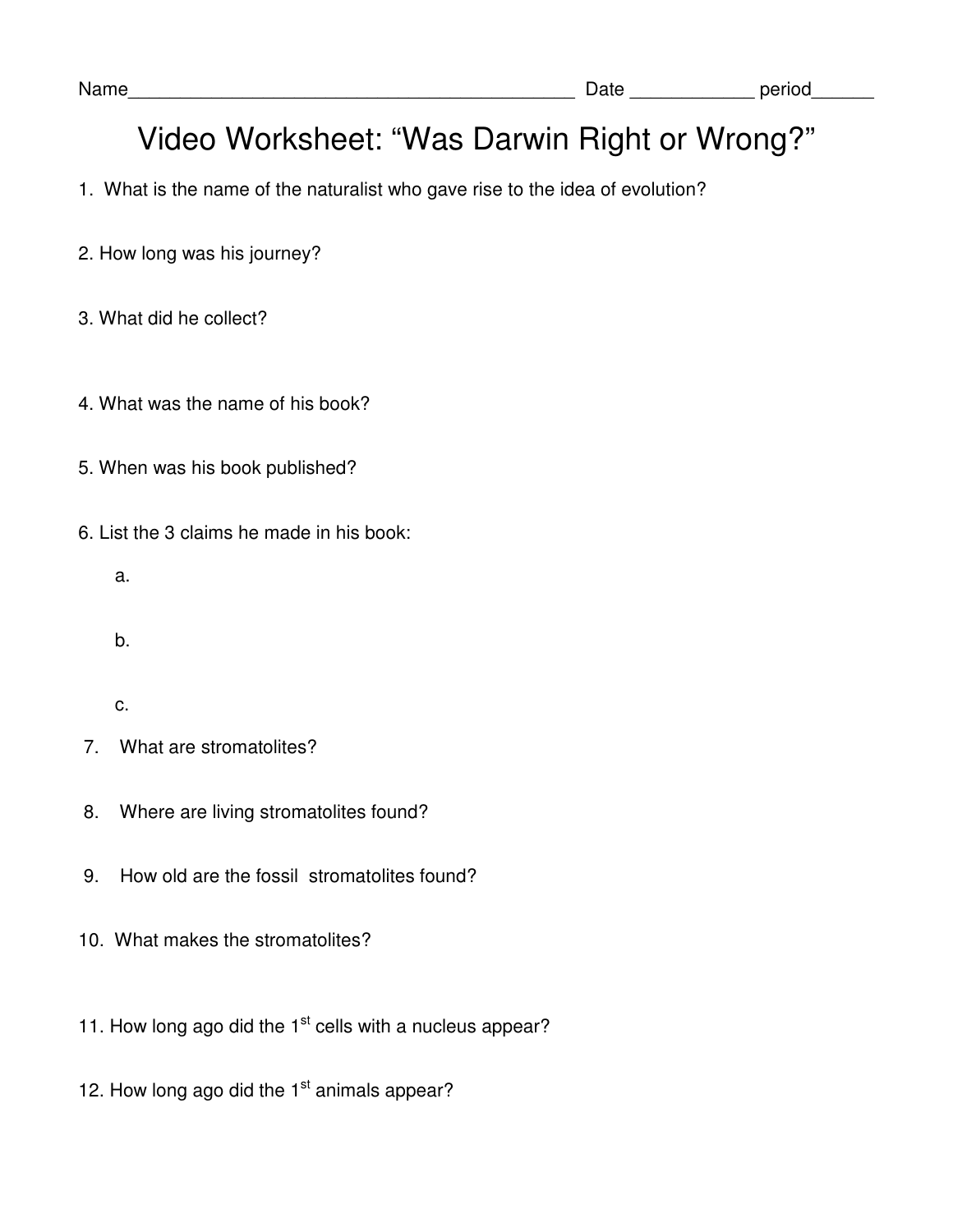Name___________________________________________ Date ____________ period______

# Video Worksheet: "Was Darwin Right or Wrong?"

1. What is the name of the naturalist who gave rise to the idea of evolution?

2. How long was his journey?

3. What did he collect?

4. What was the name of his book?

5. When was his book published?

6. List the 3 claims he made in his book:

   a.

   b.

   c.

7. What are stromatolites?

8. Where are living stromatolites found?

9. How old are the fossil stromatolites found?

10. What makes the stromatolites?

11. How long ago did the 1st cells with a nucleus appear?

12. How long ago did the 1st animals appear?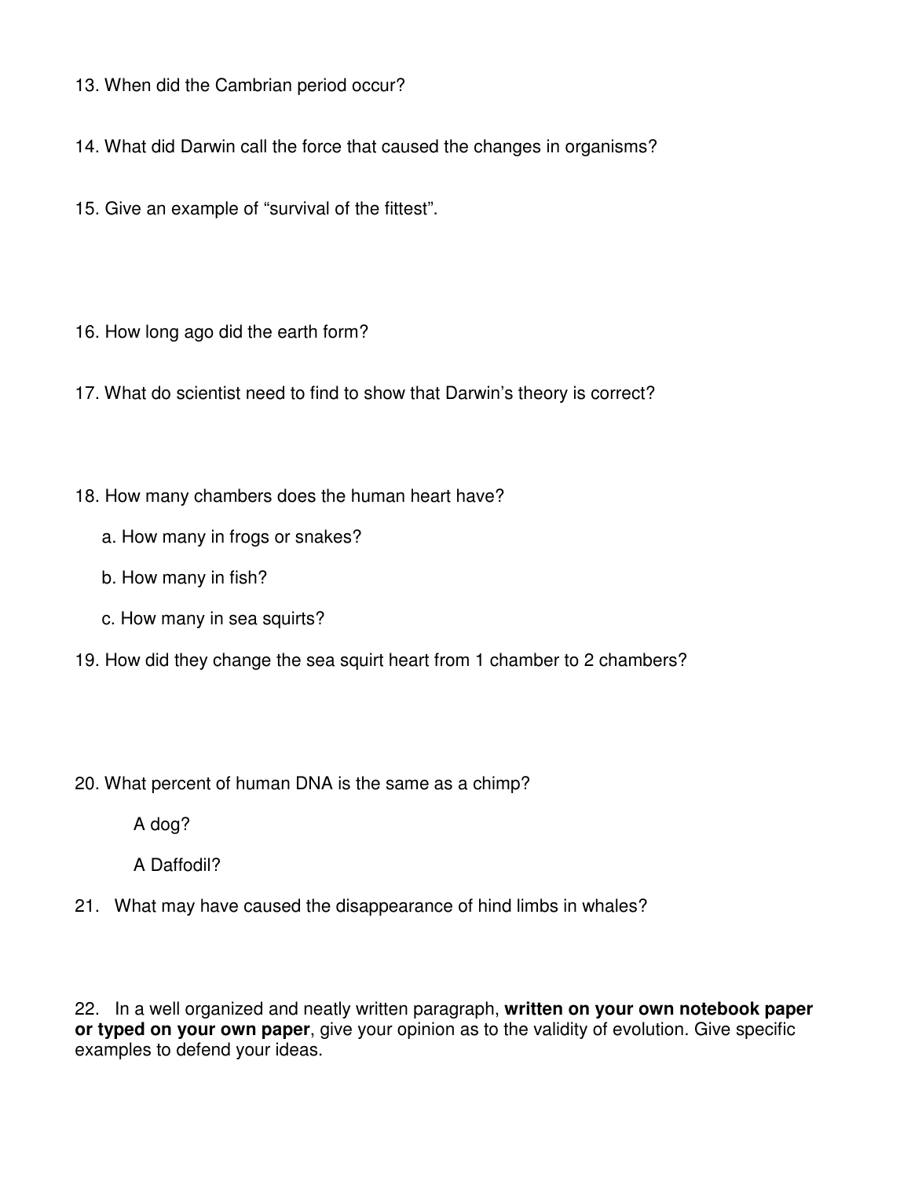13. When did the Cambrian period occur?

14. What did Darwin call the force that caused the changes in organisms?

15. Give an example of "survival of the fittest".

16. How long ago did the earth form?

17. What do scientist need to find to show that Darwin's theory is correct?

18. How many chambers does the human heart have?

    a. How many in frogs or snakes?

    b. How many in fish?

    c. How many in sea squirts?

19. How did they change the sea squirt heart from 1 chamber to 2 chambers?

20. What percent of human DNA is the same as a chimp?

    A dog?

    A Daffodil?

21. What may have caused the disappearance of hind limbs in whales?

22. In a well organized and neatly written paragraph, **written on your own notebook paper or typed on your own paper**, give your opinion as to the validity of evolution. Give specific examples to defend your ideas.